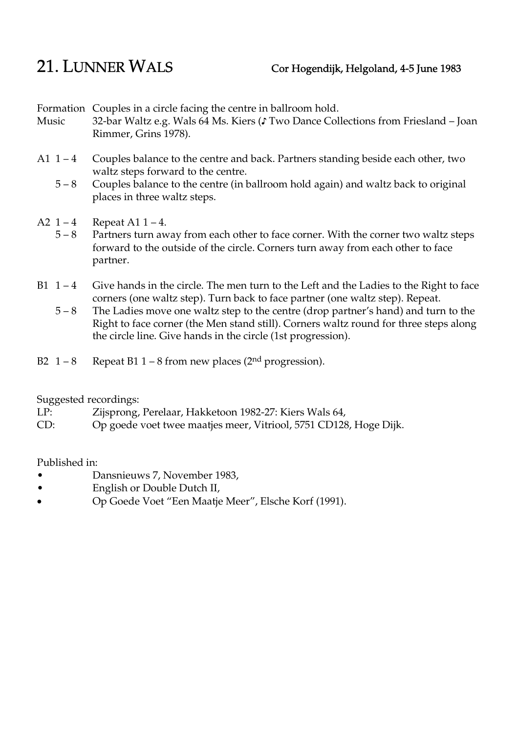# 21. LUNNER WALS

**Cor Hogendijk, Helgoland, 4-5 June 1983**

Formation Couples in a circle facing the centre in ballroom hold.

Music 32-bar Waltz e.g. Wals 64 Ms. Kiers (♪ Two Dance Collections from Friesland – Joan Rimmer, Grins 1978).

A1 1 – 4 Couples balance to the centre and back. Partners standing beside each other, two waltz steps forward to the centre.

5 – 8 Couples balance to the centre (in ballroom hold again) and waltz back to original places in three waltz steps.

A2 1 – 4 Repeat A1 1 – 4.

5 – 8 Partners turn away from each other to face corner. With the corner two waltz steps forward to the outside of the circle. Corners turn away from each other to face partner.

B1 1 – 4 Give hands in the circle. The men turn to the Left and the Ladies to the Right to face corners (one waltz step). Turn back to face partner (one waltz step). Repeat.

5 – 8 The Ladies move one waltz step to the centre (drop partner's hand) and turn to the Right to face corner (the Men stand still). Corners waltz round for three steps along the circle line. Give hands in the circle (1st progression).

B2 1 – 8 Repeat B1 1 – 8 from new places (2nd progression).

Suggested recordings:

LP: Zijsprong, Perelaar, Hakketoon 1982-27: Kiers Wals 64,

CD: Op goede voet twee maatjes meer, Vitriool, 5751 CD128, Hoge Dijk.

Published in:

- Dansnieuws 7, November 1983,
- English or Double Dutch II,
- Op Goede Voet "Een Maatje Meer", Elsche Korf (1991).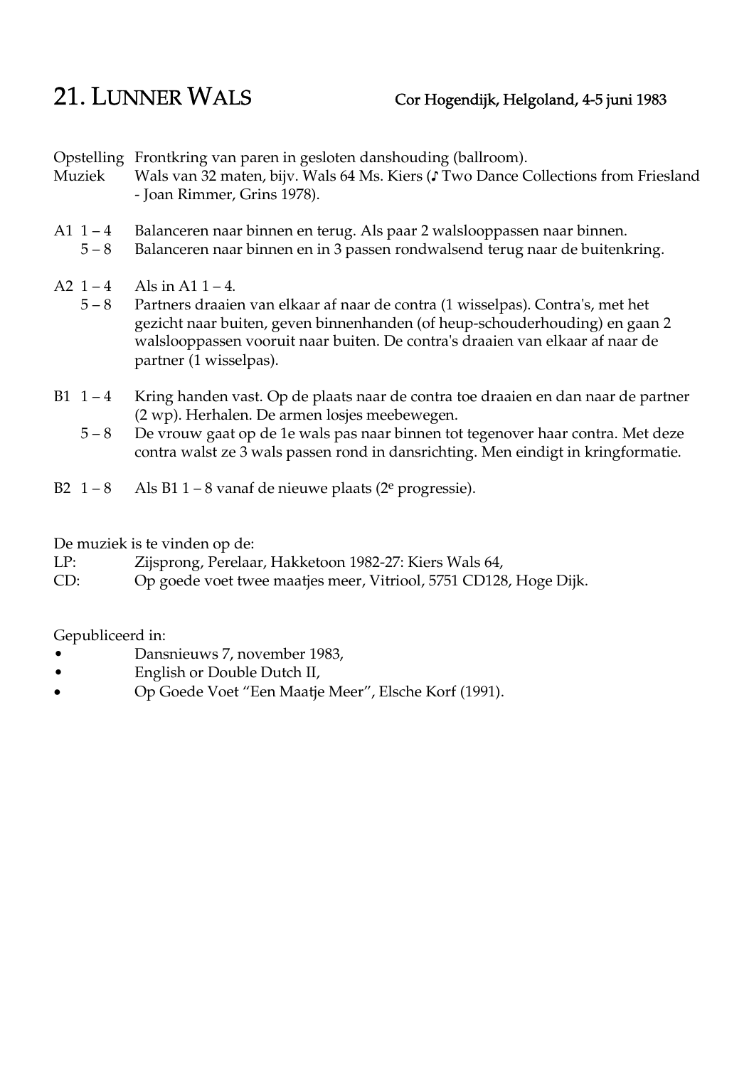# 21. LUNNER WALS

Cor Hogendijk, Helgoland, 4-5 juni 1983

| | |
|---|---|
| Opstelling | Frontkring van paren in gesloten danshouding (ballroom). |
| Muziek | Wals van 32 maten, bijv. Wals 64 Ms. Kiers (♪ Two Dance Collections from Friesland - Joan Rimmer, Grins 1978). |

| | | |
|---|---|---|
| A1 | 1 – 4 | Balanceren naar binnen en terug. Als paar 2 walslooppassen naar binnen. |
| | 5 – 8 | Balanceren naar binnen en in 3 passen rondwalsend terug naar de buitenkring. |
| A2 | 1 – 4 | Als in A1 1 – 4. |
| | 5 – 8 | Partners draaien van elkaar af naar de contra (1 wisselpas). Contra's, met het gezicht naar buiten, geven binnenhanden (of heup-schouderhouding) en gaan 2 walslooppassen vooruit naar buiten. De contra's draaien van elkaar af naar de partner (1 wisselpas). |
| B1 | 1 – 4 | Kring handen vast. Op de plaats naar de contra toe draaien en dan naar de partner (2 wp). Herhalen. De armen losjes meebewegen. |
| | 5 – 8 | De vrouw gaat op de 1e wals pas naar binnen tot tegenover haar contra. Met deze contra walst ze 3 wals passen rond in dansrichting. Men eindigt in kringformatie. |
| B2 | 1 – 8 | Als B1 1 – 8 vanaf de nieuwe plaats (2e progressie). |

De muziek is te vinden op de:

| | |
|---|---|
| LP: | Zijsprong, Perelaar, Hakketoon 1982-27: Kiers Wals 64, |
| CD: | Op goede voet twee maatjes meer, Vitriool, 5751 CD128, Hoge Dijk. |

Gepubliceerd in:

- Dansnieuws 7, november 1983,
- English or Double Dutch II,
- Op Goede Voet "Een Maatje Meer", Elsche Korf (1991).